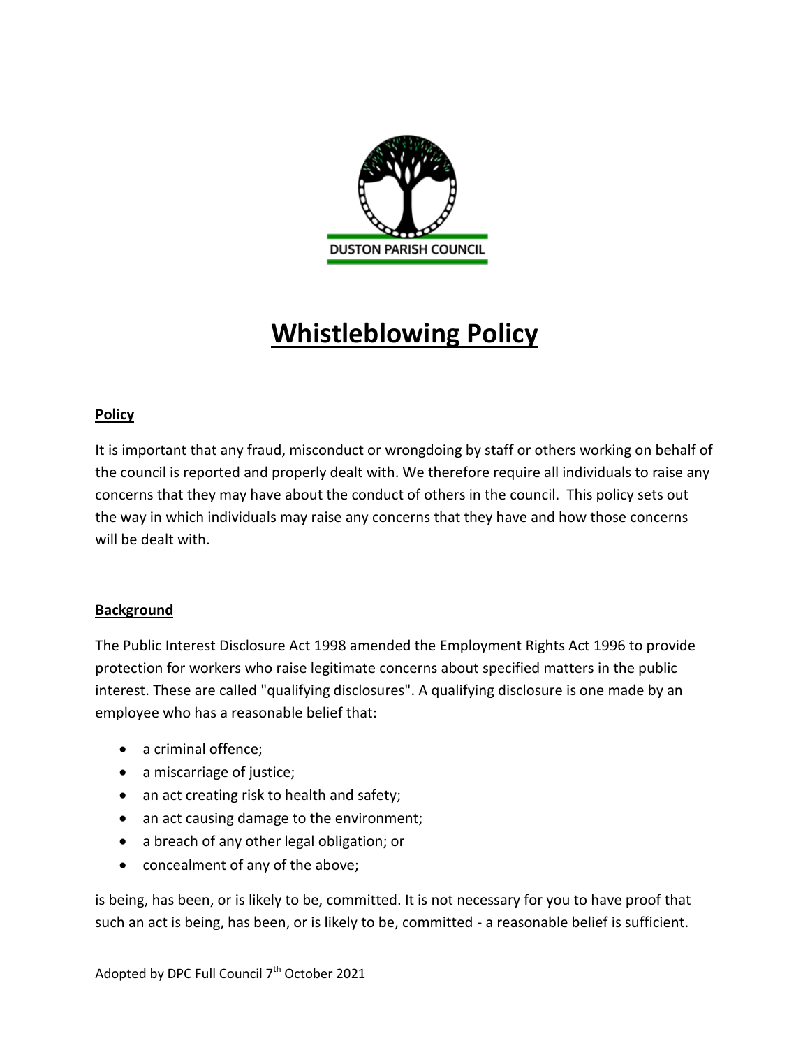DUSTON PARISH COUNCIL

# Whistleblowing Policy

## Policy

It is important that any fraud, misconduct or wrongdoing by staff or others working on behalf of the council is reported and properly dealt with. We therefore require all individuals to raise any concerns that they may have about the conduct of others in the council. This policy sets out the way in which individuals may raise any concerns that they have and how those concerns will be dealt with.

## Background

The Public Interest Disclosure Act 1998 amended the Employment Rights Act 1996 to provide protection for workers who raise legitimate concerns about specified matters in the public interest. These are called "qualifying disclosures". A qualifying disclosure is one made by an employee who has a reasonable belief that:

- a criminal offence;
- a miscarriage of justice;
- an act creating risk to health and safety;
- an act causing damage to the environment;
- a breach of any other legal obligation; or
- concealment of any of the above;

is being, has been, or is likely to be, committed. It is not necessary for you to have proof that such an act is being, has been, or is likely to be, committed - a reasonable belief is sufficient.

Adopted by DPC Full Council 7th October 2021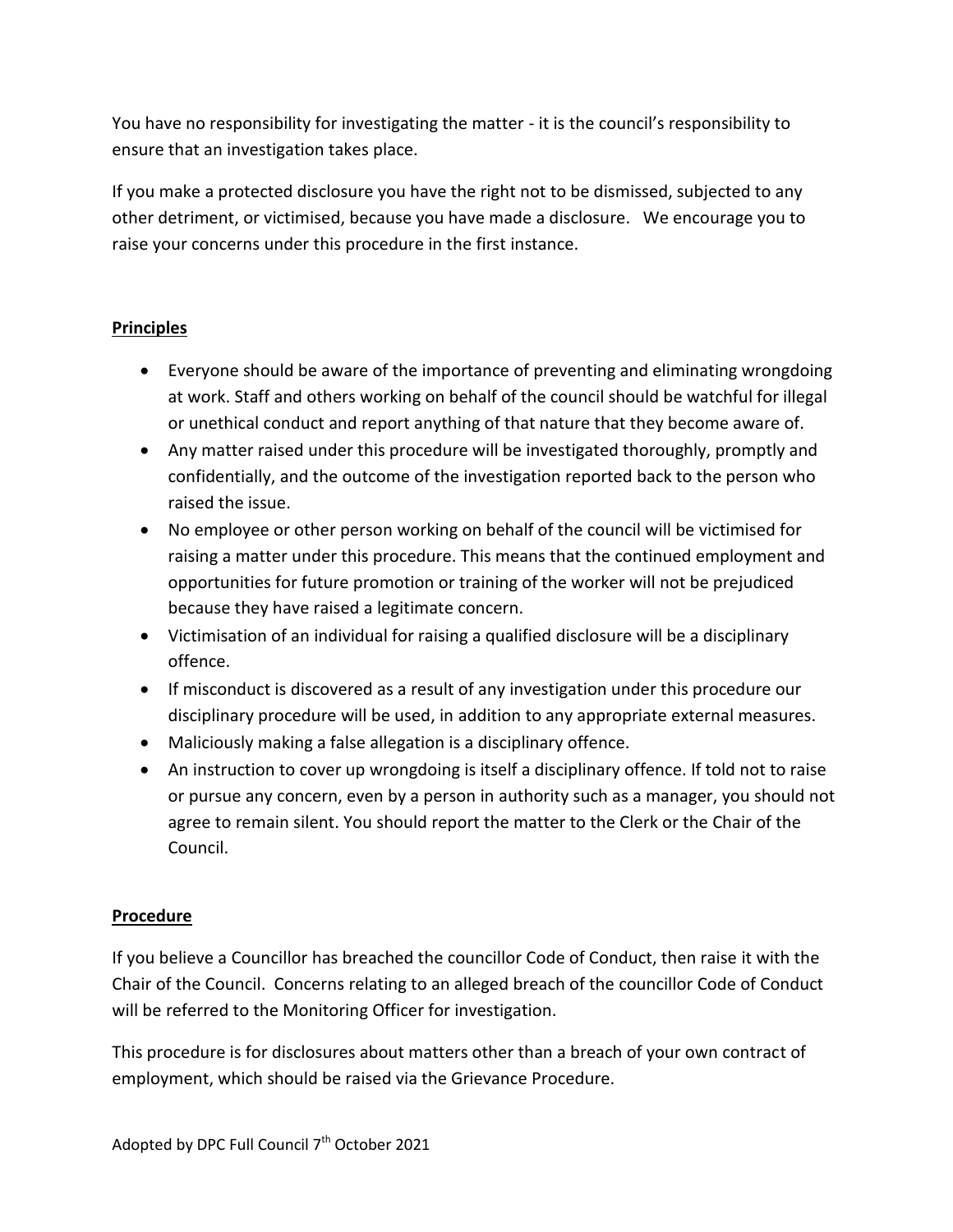You have no responsibility for investigating the matter - it is the council's responsibility to ensure that an investigation takes place.

If you make a protected disclosure you have the right not to be dismissed, subjected to any other detriment, or victimised, because you have made a disclosure. We encourage you to raise your concerns under this procedure in the first instance.

**Principles**

- Everyone should be aware of the importance of preventing and eliminating wrongdoing at work. Staff and others working on behalf of the council should be watchful for illegal or unethical conduct and report anything of that nature that they become aware of.
- Any matter raised under this procedure will be investigated thoroughly, promptly and confidentially, and the outcome of the investigation reported back to the person who raised the issue.
- No employee or other person working on behalf of the council will be victimised for raising a matter under this procedure. This means that the continued employment and opportunities for future promotion or training of the worker will not be prejudiced because they have raised a legitimate concern.
- Victimisation of an individual for raising a qualified disclosure will be a disciplinary offence.
- If misconduct is discovered as a result of any investigation under this procedure our disciplinary procedure will be used, in addition to any appropriate external measures.
- Maliciously making a false allegation is a disciplinary offence.
- An instruction to cover up wrongdoing is itself a disciplinary offence. If told not to raise or pursue any concern, even by a person in authority such as a manager, you should not agree to remain silent. You should report the matter to the Clerk or the Chair of the Council.

**Procedure**

If you believe a Councillor has breached the councillor Code of Conduct, then raise it with the Chair of the Council. Concerns relating to an alleged breach of the councillor Code of Conduct will be referred to the Monitoring Officer for investigation.

This procedure is for disclosures about matters other than a breach of your own contract of employment, which should be raised via the Grievance Procedure.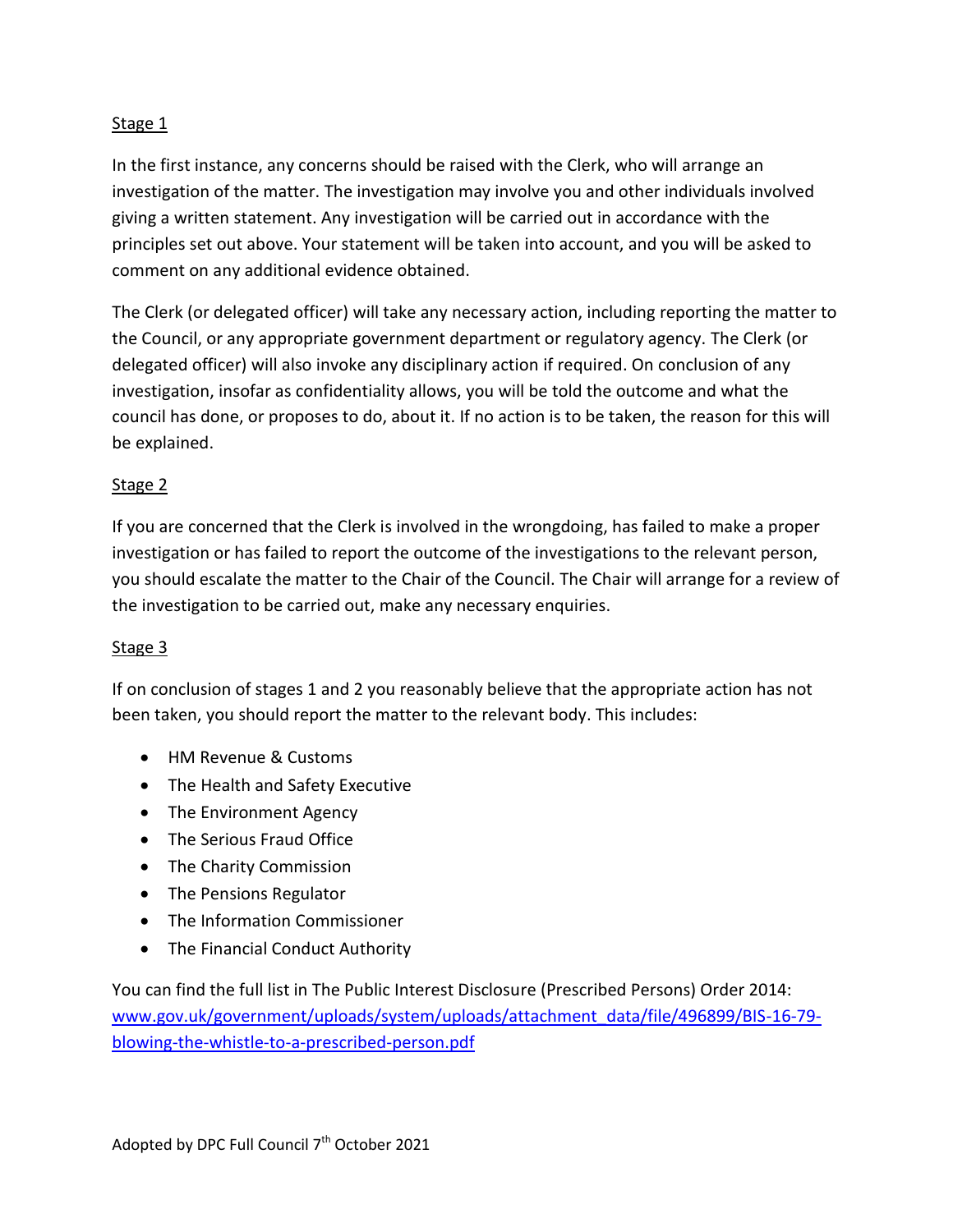Stage 1

In the first instance, any concerns should be raised with the Clerk, who will arrange an investigation of the matter. The investigation may involve you and other individuals involved giving a written statement. Any investigation will be carried out in accordance with the principles set out above. Your statement will be taken into account, and you will be asked to comment on any additional evidence obtained.

The Clerk (or delegated officer) will take any necessary action, including reporting the matter to the Council, or any appropriate government department or regulatory agency. The Clerk (or delegated officer) will also invoke any disciplinary action if required. On conclusion of any investigation, insofar as confidentiality allows, you will be told the outcome and what the council has done, or proposes to do, about it. If no action is to be taken, the reason for this will be explained.

Stage 2

If you are concerned that the Clerk is involved in the wrongdoing, has failed to make a proper investigation or has failed to report the outcome of the investigations to the relevant person, you should escalate the matter to the Chair of the Council. The Chair will arrange for a review of the investigation to be carried out, make any necessary enquiries.

Stage 3

If on conclusion of stages 1 and 2 you reasonably believe that the appropriate action has not been taken, you should report the matter to the relevant body. This includes:

- HM Revenue & Customs
- The Health and Safety Executive
- The Environment Agency
- The Serious Fraud Office
- The Charity Commission
- The Pensions Regulator
- The Information Commissioner
- The Financial Conduct Authority

You can find the full list in The Public Interest Disclosure (Prescribed Persons) Order 2014: [www.gov.uk/government/uploads/system/uploads/attachment_data/file/496899/BIS-16-79-blowing-the-whistle-to-a-prescribed-person.pdf](www.gov.uk/government/uploads/system/uploads/attachment_data/file/496899/BIS-16-79-blowing-the-whistle-to-a-prescribed-person.pdf)

Adopted by DPC Full Council 7th October 2021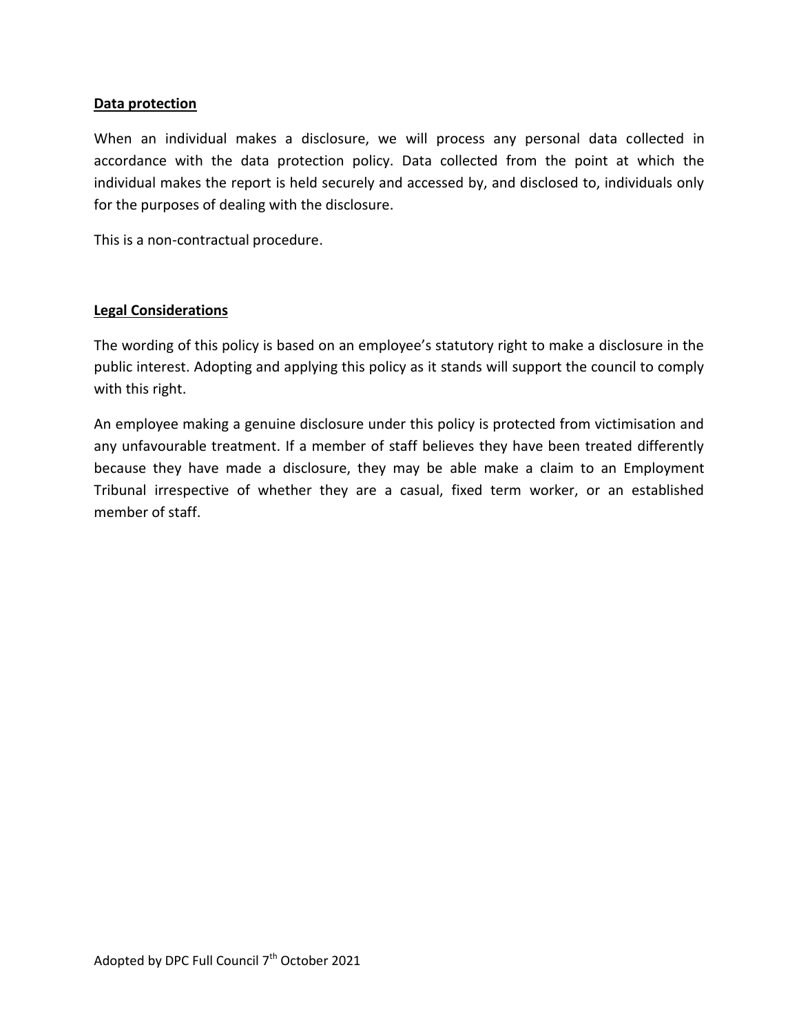**Data protection**

When an individual makes a disclosure, we will process any personal data collected in accordance with the data protection policy. Data collected from the point at which the individual makes the report is held securely and accessed by, and disclosed to, individuals only for the purposes of dealing with the disclosure.

This is a non-contractual procedure.

**Legal Considerations**

The wording of this policy is based on an employee's statutory right to make a disclosure in the public interest. Adopting and applying this policy as it stands will support the council to comply with this right.

An employee making a genuine disclosure under this policy is protected from victimisation and any unfavourable treatment. If a member of staff believes they have been treated differently because they have made a disclosure, they may be able make a claim to an Employment Tribunal irrespective of whether they are a casual, fixed term worker, or an established member of staff.

Adopted by DPC Full Council 7th October 2021